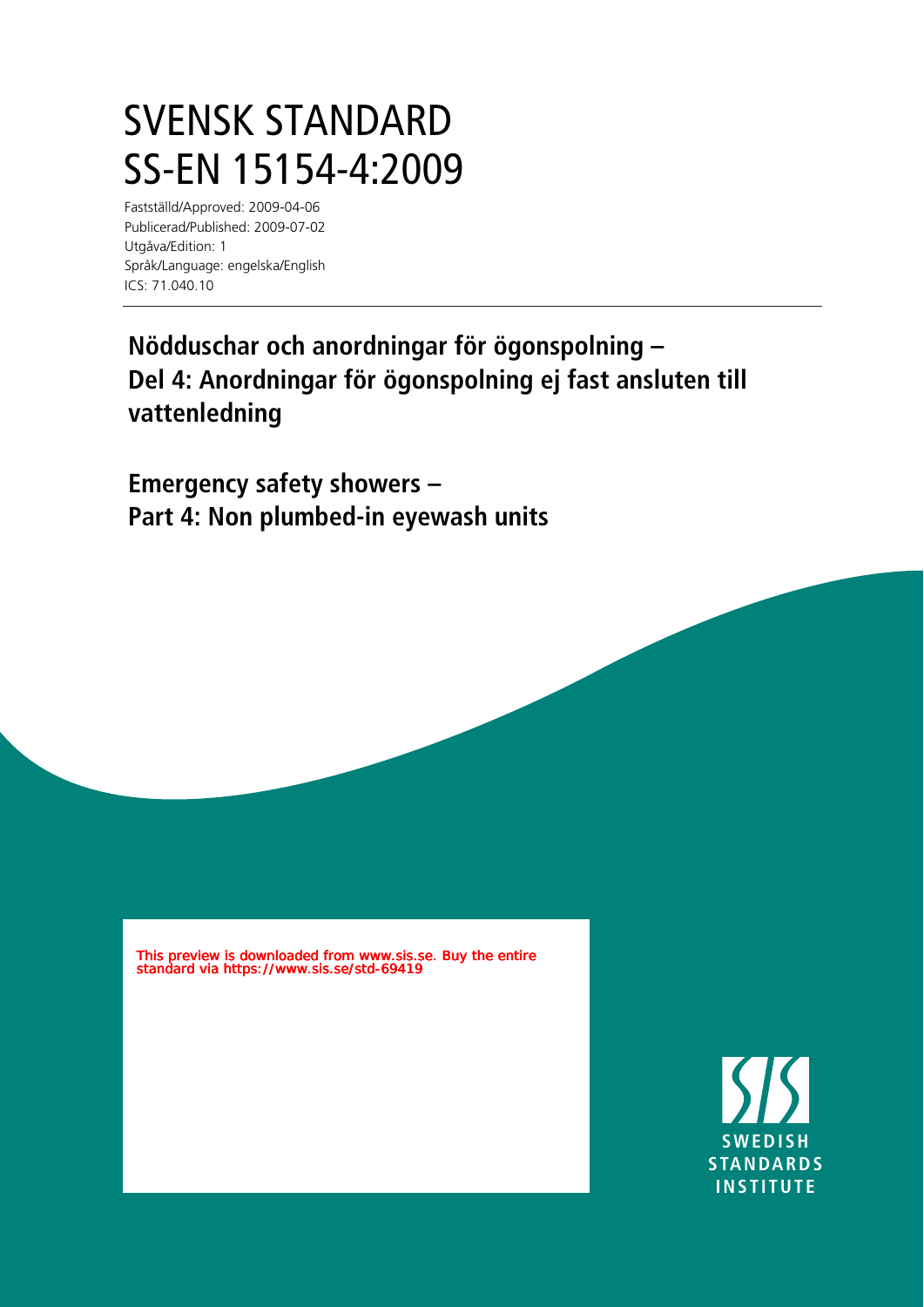# SVENSK STANDARD
# SS-EN 15154-4:2009

Fastställd/Approved: 2009-04-06
Publicerad/Published: 2009-07-02
Utgåva/Edition: 1
Språk/Language: engelska/English
ICS: 71.040.10

## Nödduschar och anordningar för ögonspolning – Del 4: Anordningar för ögonspolning ej fast ansluten till vattenledning

## Emergency safety showers – Part 4: Non plumbed-in eyewash units

This preview is downloaded from www.sis.se. Buy the entire standard via https://www.sis.se/std-69419

SIS
SWEDISH
STANDARDS
INSTITUTE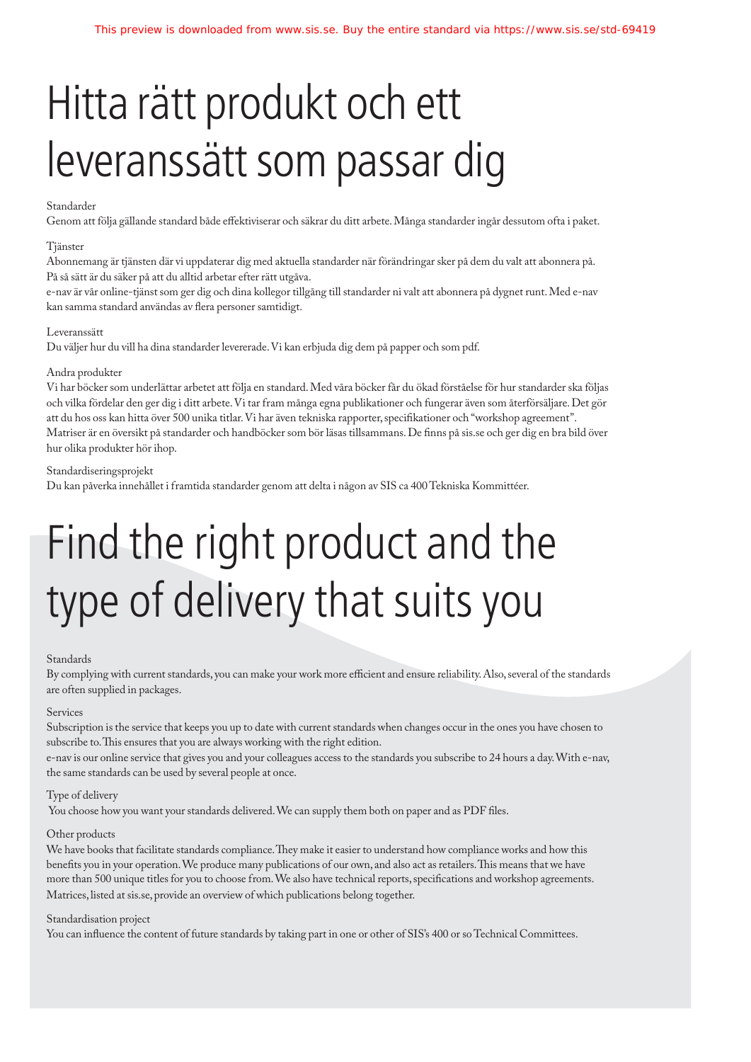# Hitta rätt produkt och ett leveranssätt som passar dig

Standarder

Genom att följa gällande standard både effektiviserar och säkrar du ditt arbete. Många standarder ingår dessutom ofta i paket.

Tjänster

Abonnemang är tjänsten där vi uppdaterar dig med aktuella standarder när förändringar sker på dem du valt att abonnera på. På så sätt är du säker på att du alltid arbetar efter rätt utgåva.

e-nav är vår online-tjänst som ger dig och dina kollegor tillgång till standarder ni valt att abonnera på dygnet runt. Med e-nav kan samma standard användas av flera personer samtidigt.

Leveranssätt

Du väljer hur du vill ha dina standarder levererade. Vi kan erbjuda dig dem på papper och som pdf.

Andra produkter

Vi har böcker som underlättar arbetet att följa en standard. Med våra böcker får du ökad förståelse för hur standarder ska följas och vilka fördelar den ger dig i ditt arbete. Vi tar fram många egna publikationer och fungerar även som återförsäljare. Det gör att du hos oss kan hitta över 500 unika titlar. Vi har även tekniska rapporter, specifikationer och "workshop agreement". Matriser är en översikt på standarder och handböcker som bör läsas tillsammans. De finns på sis.se och ger dig en bra bild över hur olika produkter hör ihop.

Standardiseringsprojekt

Du kan påverka innehållet i framtida standarder genom att delta i någon av SIS ca 400 Tekniska Kommittéer.

# Find the right product and the type of delivery that suits you

Standards

By complying with current standards, you can make your work more efficient and ensure reliability. Also, several of the standards are often supplied in packages.

Services

Subscription is the service that keeps you up to date with current standards when changes occur in the ones you have chosen to subscribe to. This ensures that you are always working with the right edition.

e-nav is our online service that gives you and your colleagues access to the standards you subscribe to 24 hours a day. With e-nav, the same standards can be used by several people at once.

Type of delivery

You choose how you want your standards delivered. We can supply them both on paper and as PDF files.

Other products

We have books that facilitate standards compliance. They make it easier to understand how compliance works and how this benefits you in your operation. We produce many publications of our own, and also act as retailers. This means that we have more than 500 unique titles for you to choose from. We also have technical reports, specifications and workshop agreements. Matrices, listed at sis.se, provide an overview of which publications belong together.

Standardisation project

You can influence the content of future standards by taking part in one or other of SIS's 400 or so Technical Committees.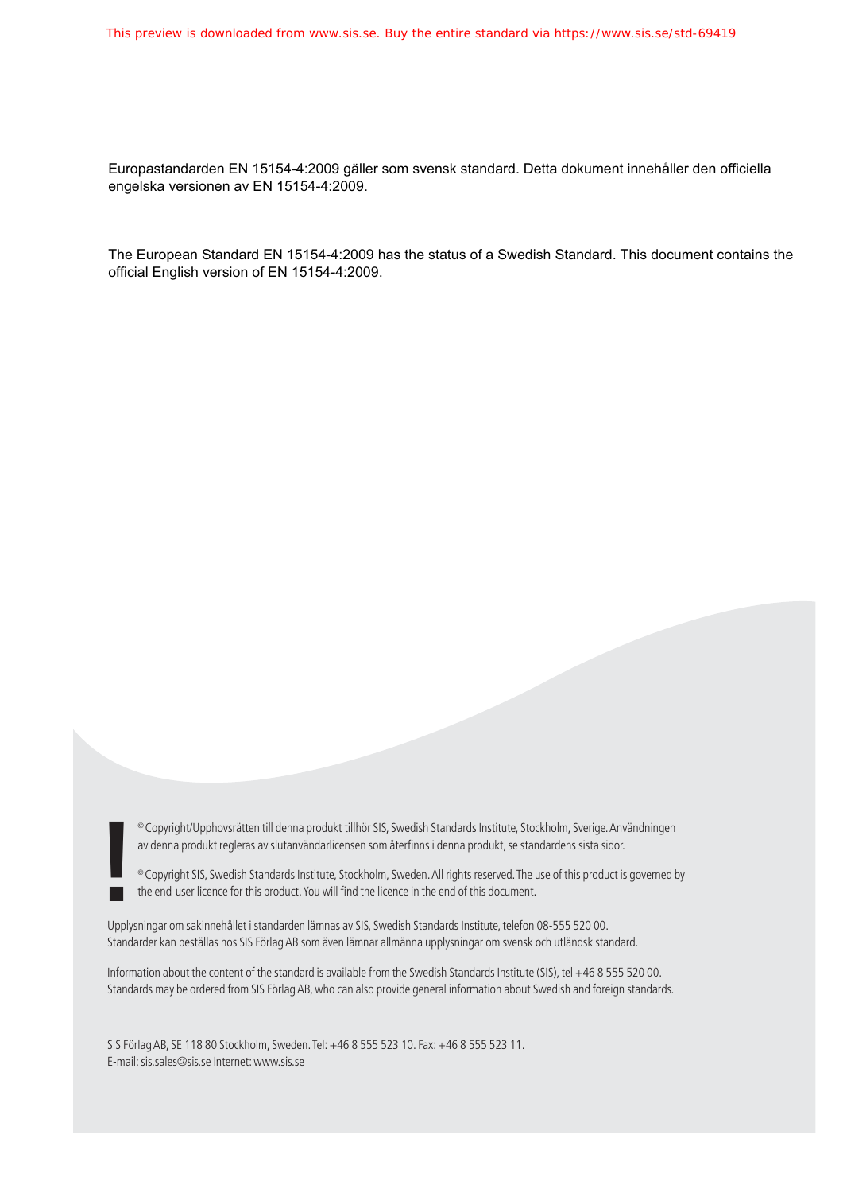This preview is downloaded from www.sis.se. Buy the entire standard via https://www.sis.se/std-69419

Europastandarden EN 15154-4:2009 gäller som svensk standard. Detta dokument innehåller den officiella engelska versionen av EN 15154-4:2009.

The European Standard EN 15154-4:2009 has the status of a Swedish Standard. This document contains the official English version of EN 15154-4:2009.

© Copyright/Upphovsrätten till denna produkt tillhör SIS, Swedish Standards Institute, Stockholm, Sverige. Användningen av denna produkt regleras av slutanvändarlicensen som återfinns i denna produkt, se standardens sista sidor.

© Copyright SIS, Swedish Standards Institute, Stockholm, Sweden. All rights reserved. The use of this product is governed by the end-user licence for this product. You will find the licence in the end of this document.

Upplysningar om sakinnehållet i standarden lämnas av SIS, Swedish Standards Institute, telefon 08-555 520 00. Standarder kan beställas hos SIS Förlag AB som även lämnar allmänna upplysningar om svensk och utländsk standard.

Information about the content of the standard is available from the Swedish Standards Institute (SIS), tel +46 8 555 520 00. Standards may be ordered from SIS Förlag AB, who can also provide general information about Swedish and foreign standards.

SIS Förlag AB, SE 118 80 Stockholm, Sweden. Tel: +46 8 555 523 10. Fax: +46 8 555 523 11.
E-mail: sis.sales@sis.se Internet: www.sis.se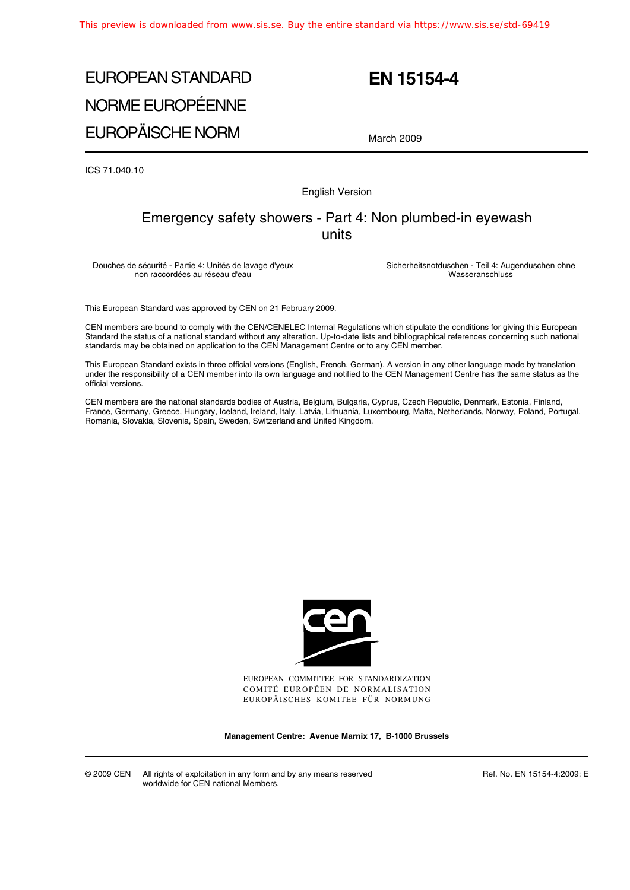# EUROPEAN STANDARD
# NORME EUROPÉENNE
# EUROPÄISCHE NORM

**EN 15154-4**

March 2009

ICS 71.040.10

English Version

## Emergency safety showers - Part 4: Non plumbed-in eyewash units

Douches de sécurité - Partie 4: Unités de lavage d'yeux non raccordées au réseau d'eau

Sicherheitsnotduschen - Teil 4: Augenduschen ohne Wasseranschluss

This European Standard was approved by CEN on 21 February 2009.

CEN members are bound to comply with the CEN/CENELEC Internal Regulations which stipulate the conditions for giving this European Standard the status of a national standard without any alteration. Up-to-date lists and bibliographical references concerning such national standards may be obtained on application to the CEN Management Centre or to any CEN member.

This European Standard exists in three official versions (English, French, German). A version in any other language made by translation under the responsibility of a CEN member into its own language and notified to the CEN Management Centre has the same status as the official versions.

CEN members are the national standards bodies of Austria, Belgium, Bulgaria, Cyprus, Czech Republic, Denmark, Estonia, Finland, France, Germany, Greece, Hungary, Iceland, Ireland, Italy, Latvia, Lithuania, Luxembourg, Malta, Netherlands, Norway, Poland, Portugal, Romania, Slovakia, Slovenia, Spain, Sweden, Switzerland and United Kingdom.

EUROPEAN COMMITTEE FOR STANDARDIZATION
COMITÉ EUROPÉEN DE NORMALISATION
EUROPÄISCHES KOMITEE FÜR NORMUNG

**Management Centre: Avenue Marnix 17, B-1000 Brussels**

© 2009 CEN All rights of exploitation in any form and by any means reserved worldwide for CEN national Members.

Ref. No. EN 15154-4:2009: E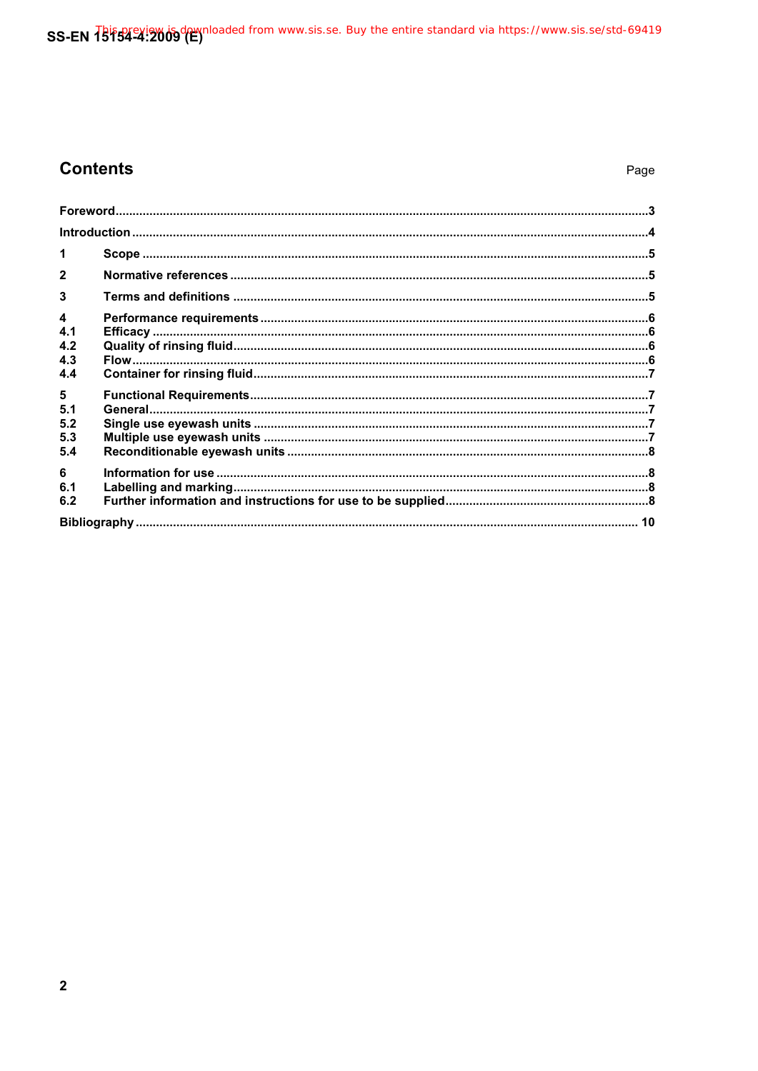# Contents

Page

| | | |
|---|---|---|
| **Foreword** | | **3** |
| **Introduction** | | **4** |
| **1** | **Scope** | **5** |
| **2** | **Normative references** | **5** |
| **3** | **Terms and definitions** | **5** |
| **4** | **Performance requirements** | **6** |
| **4.1** | **Efficacy** | **6** |
| **4.2** | **Quality of rinsing fluid** | **6** |
| **4.3** | **Flow** | **6** |
| **4.4** | **Container for rinsing fluid** | **7** |
| **5** | **Functional Requirements** | **7** |
| **5.1** | **General** | **7** |
| **5.2** | **Single use eyewash units** | **7** |
| **5.3** | **Multiple use eyewash units** | **7** |
| **5.4** | **Reconditionable eyewash units** | **8** |
| **6** | **Information for use** | **8** |
| **6.1** | **Labelling and marking** | **8** |
| **6.2** | **Further information and instructions for use to be supplied** | **8** |
| **Bibliography** | | **10** |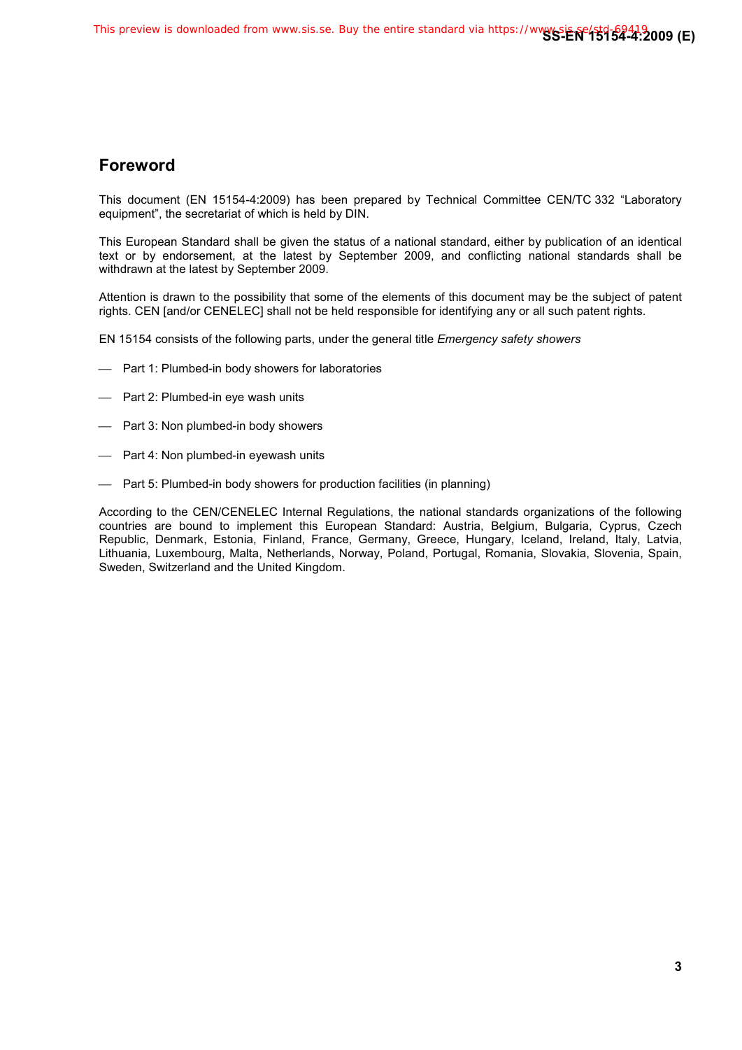## Foreword

This document (EN 15154-4:2009) has been prepared by Technical Committee CEN/TC 332 “Laboratory equipment”, the secretariat of which is held by DIN.

This European Standard shall be given the status of a national standard, either by publication of an identical text or by endorsement, at the latest by September 2009, and conflicting national standards shall be withdrawn at the latest by September 2009.

Attention is drawn to the possibility that some of the elements of this document may be the subject of patent rights. CEN [and/or CENELEC] shall not be held responsible for identifying any or all such patent rights.

EN 15154 consists of the following parts, under the general title *Emergency safety showers*

- Part 1: Plumbed-in body showers for laboratories
- Part 2: Plumbed-in eye wash units
- Part 3: Non plumbed-in body showers
- Part 4: Non plumbed-in eyewash units
- Part 5: Plumbed-in body showers for production facilities (in planning)

According to the CEN/CENELEC Internal Regulations, the national standards organizations of the following countries are bound to implement this European Standard: Austria, Belgium, Bulgaria, Cyprus, Czech Republic, Denmark, Estonia, Finland, France, Germany, Greece, Hungary, Iceland, Ireland, Italy, Latvia, Lithuania, Luxembourg, Malta, Netherlands, Norway, Poland, Portugal, Romania, Slovakia, Slovenia, Spain, Sweden, Switzerland and the United Kingdom.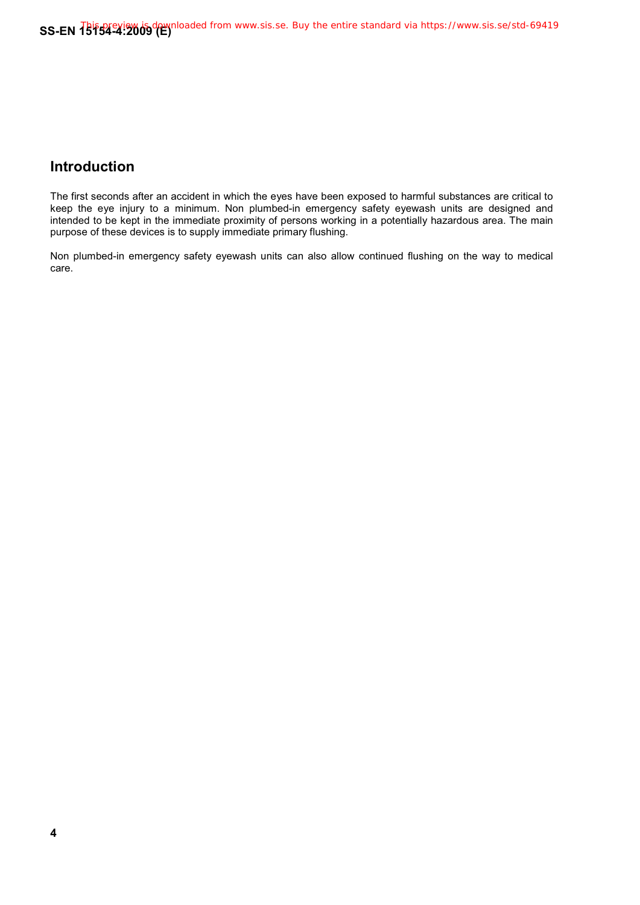## Introduction

The first seconds after an accident in which the eyes have been exposed to harmful substances are critical to keep the eye injury to a minimum. Non plumbed-in emergency safety eyewash units are designed and intended to be kept in the immediate proximity of persons working in a potentially hazardous area. The main purpose of these devices is to supply immediate primary flushing.

Non plumbed-in emergency safety eyewash units can also allow continued flushing on the way to medical care.